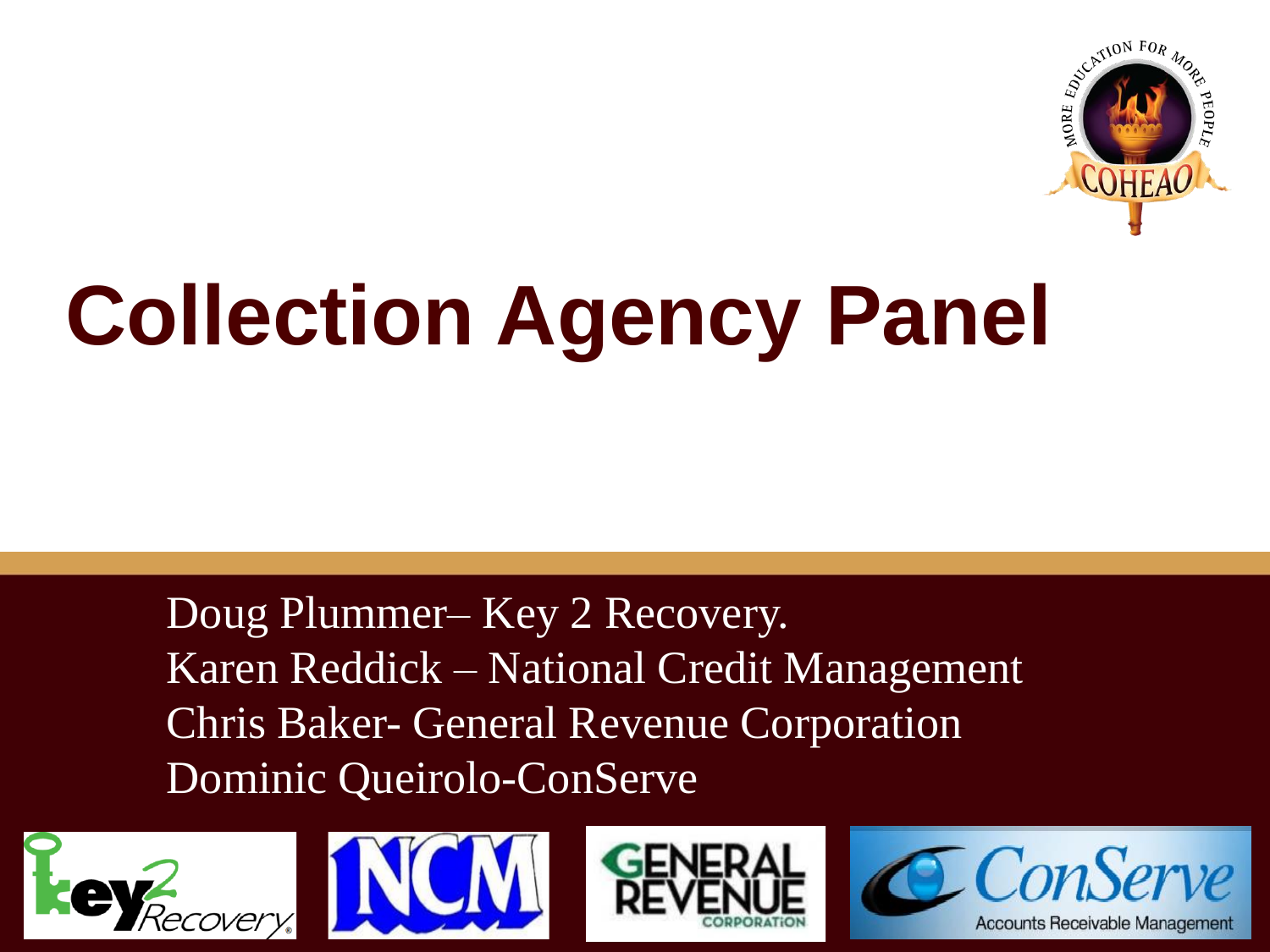# Collection Agency Panel

Doug Plummer– Key 2 Recovery.
Karen Reddick – National Credit Management
Chris Baker- General Revenue Corporation
Dominic Queirolo-ConServe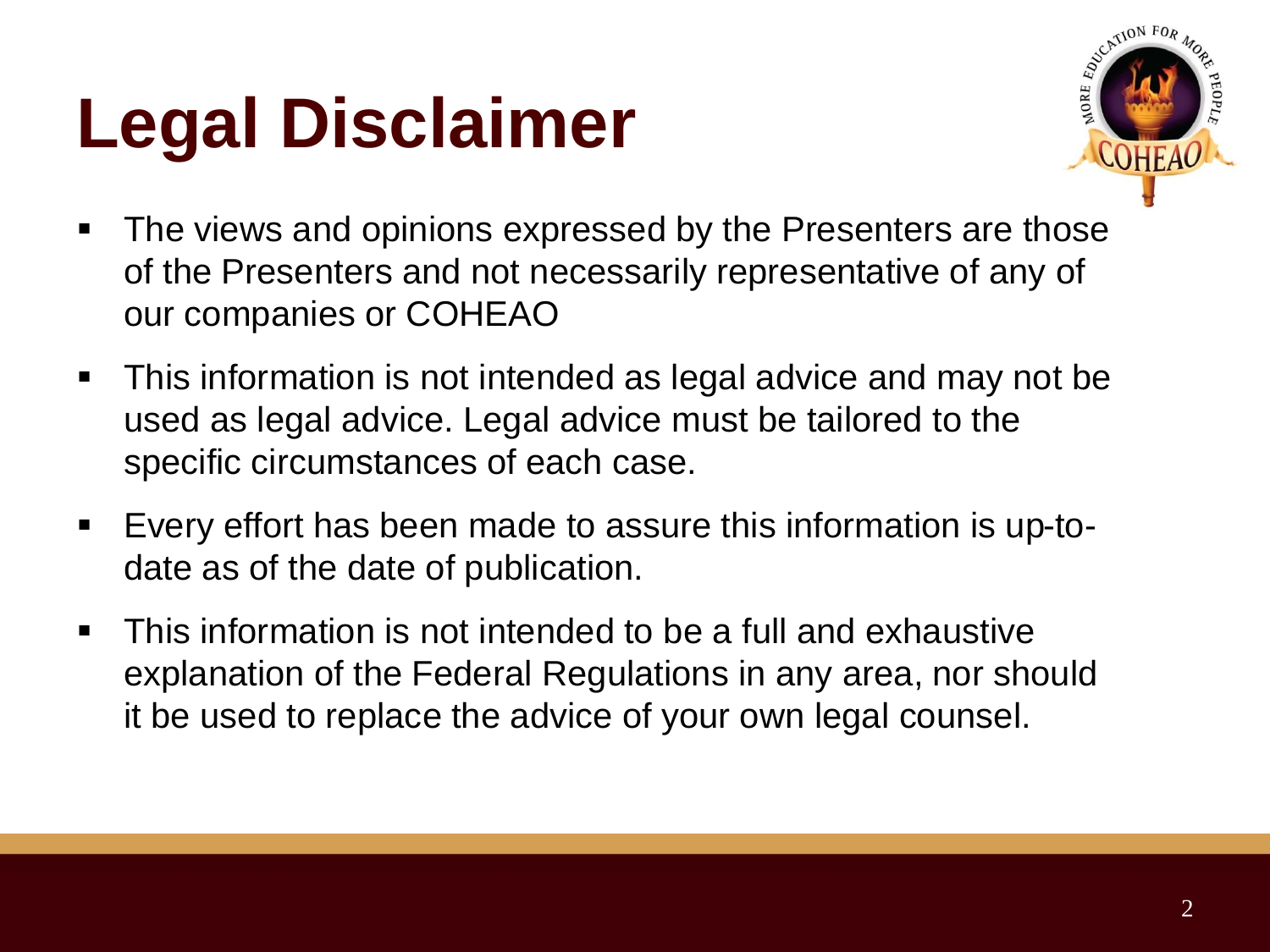# Legal Disclaimer

- The views and opinions expressed by the Presenters are those of the Presenters and not necessarily representative of any of our companies or COHEAO
- This information is not intended as legal advice and may not be used as legal advice. Legal advice must be tailored to the specific circumstances of each case.
- Every effort has been made to assure this information is up-to-date as of the date of publication.
- This information is not intended to be a full and exhaustive explanation of the Federal Regulations in any area, nor should it be used to replace the advice of your own legal counsel.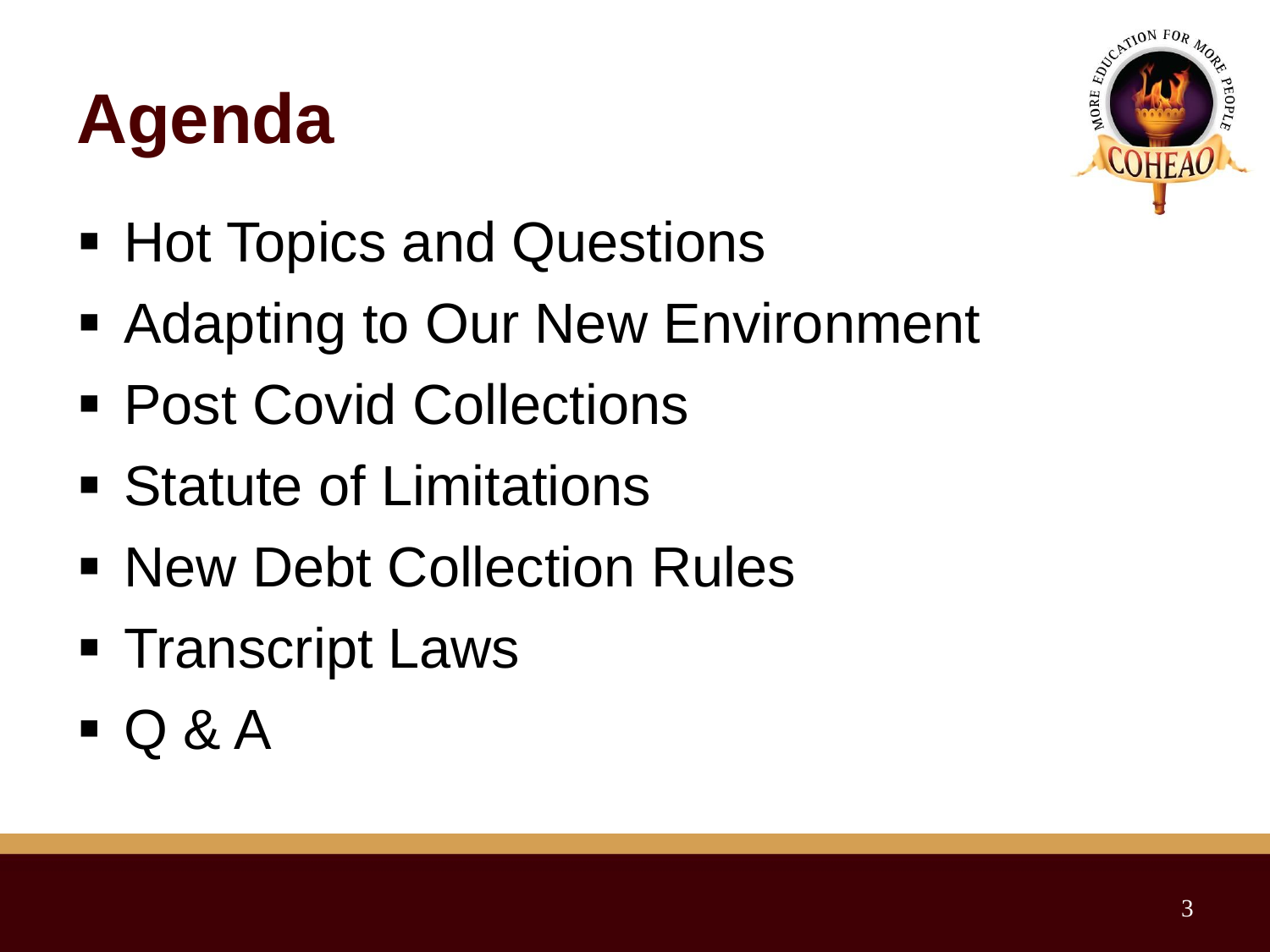# Agenda

- Hot Topics and Questions
- Adapting to Our New Environment
- Post Covid Collections
- Statute of Limitations
- New Debt Collection Rules
- Transcript Laws
- Q & A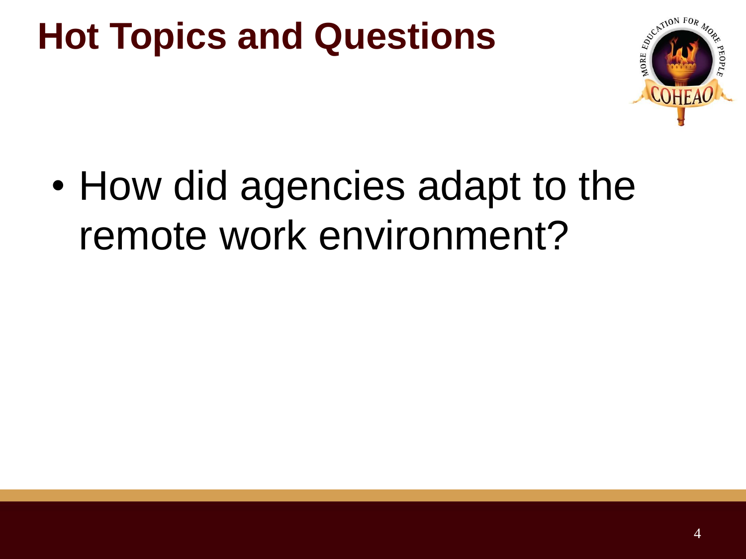# Hot Topics and Questions

- How did agencies adapt to the remote work environment?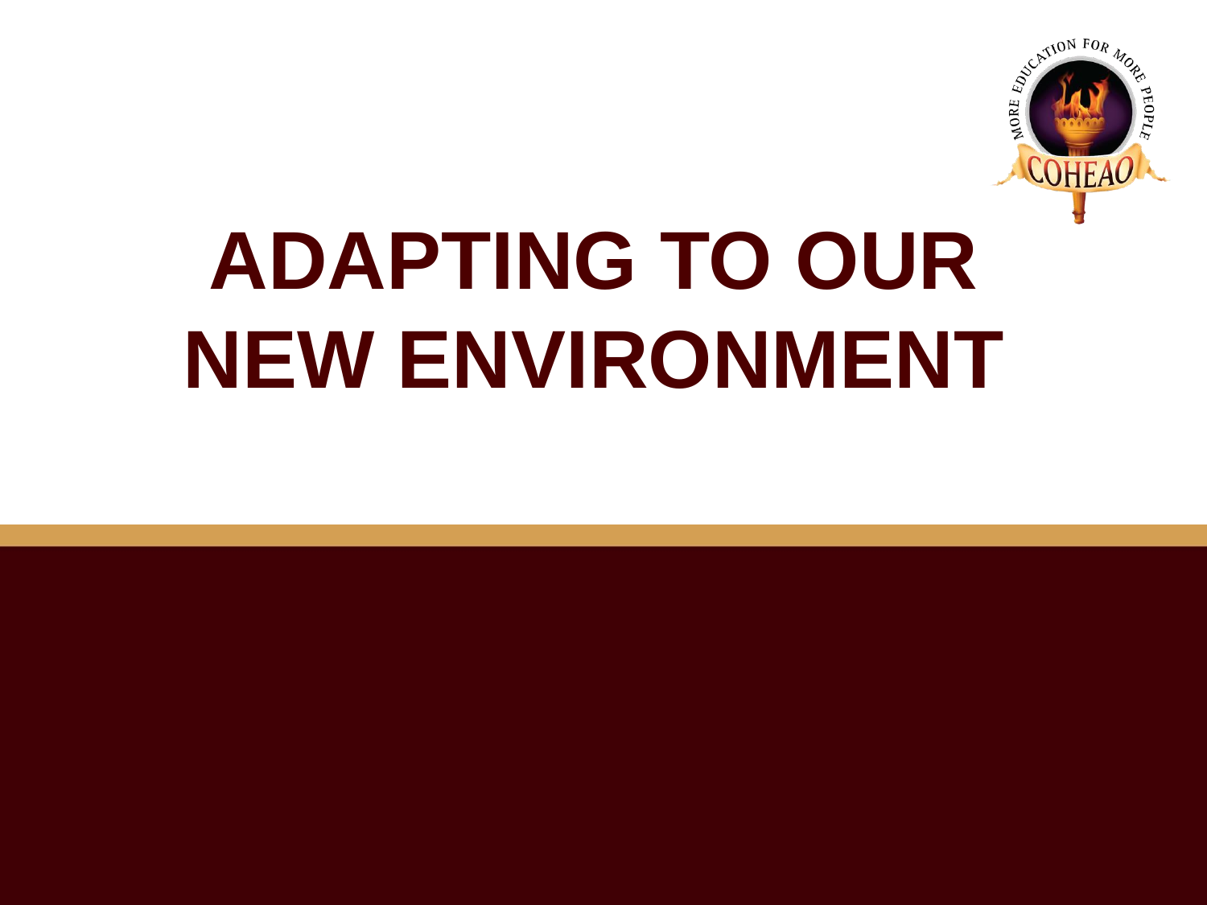# ADAPTING TO OUR NEW ENVIRONMENT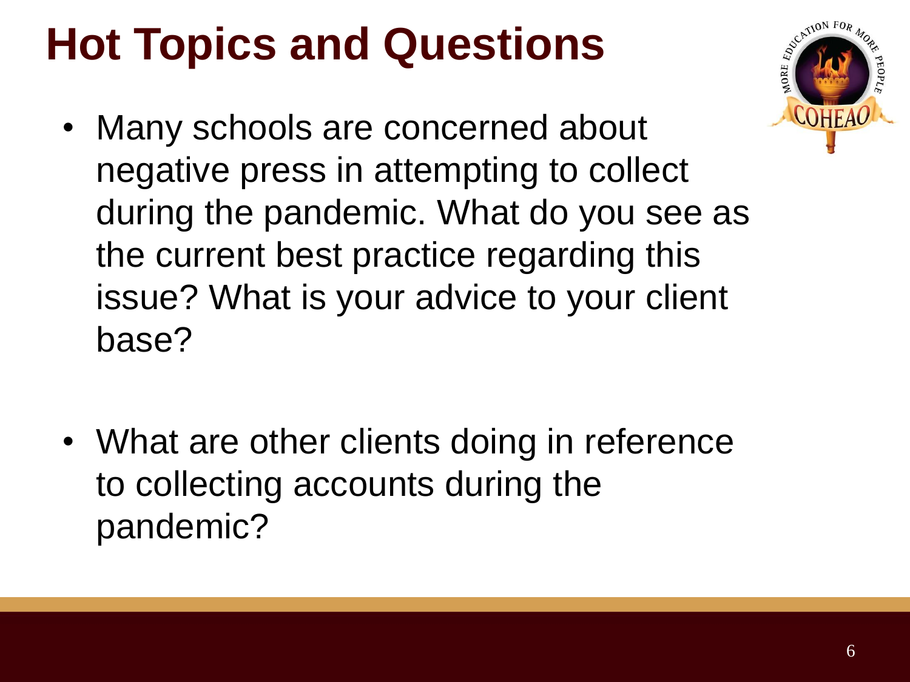# Hot Topics and Questions

- Many schools are concerned about negative press in attempting to collect during the pandemic. What do you see as the current best practice regarding this issue? What is your advice to your client base?

- What are other clients doing in reference to collecting accounts during the pandemic?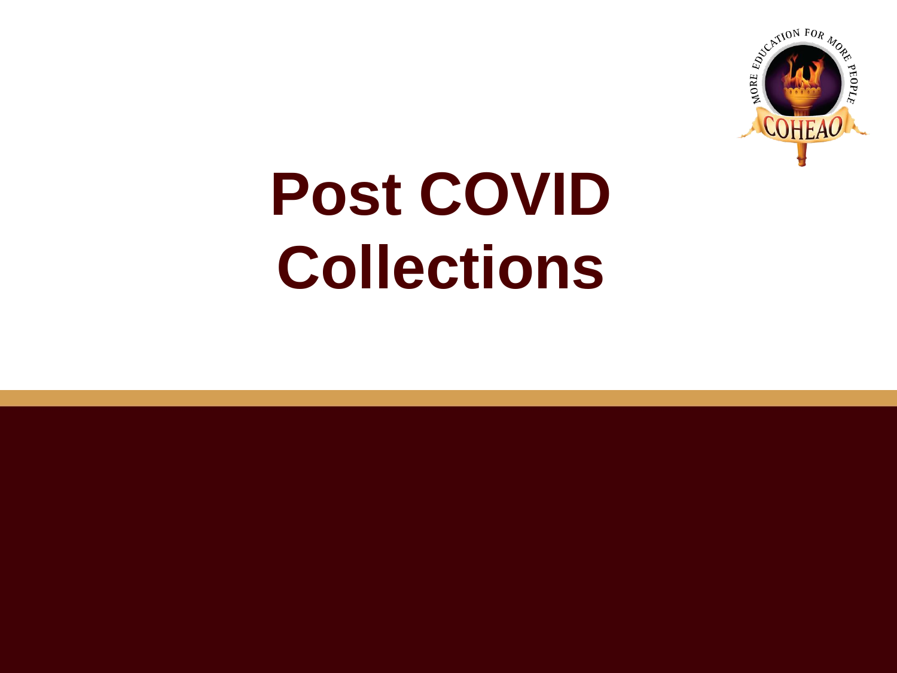# Post COVID Collections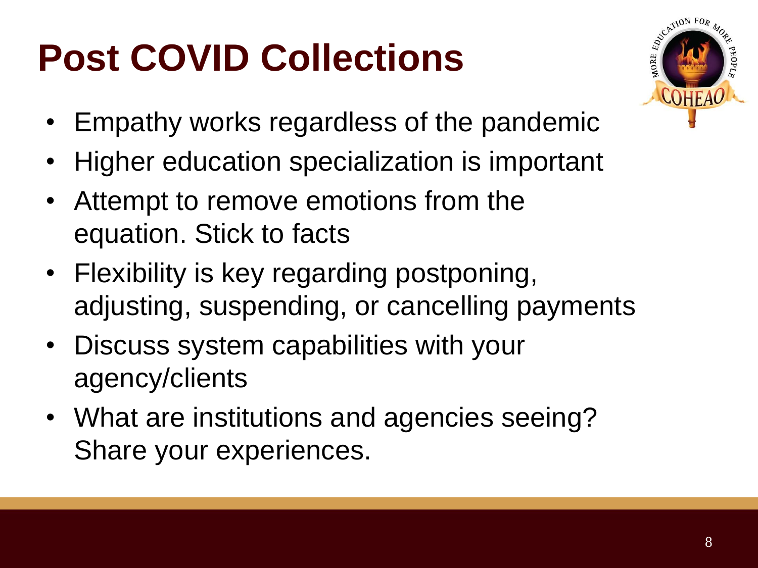# Post COVID Collections

- Empathy works regardless of the pandemic
- Higher education specialization is important
- Attempt to remove emotions from the equation. Stick to facts
- Flexibility is key regarding postponing, adjusting, suspending, or cancelling payments
- Discuss system capabilities with your agency/clients
- What are institutions and agencies seeing? Share your experiences.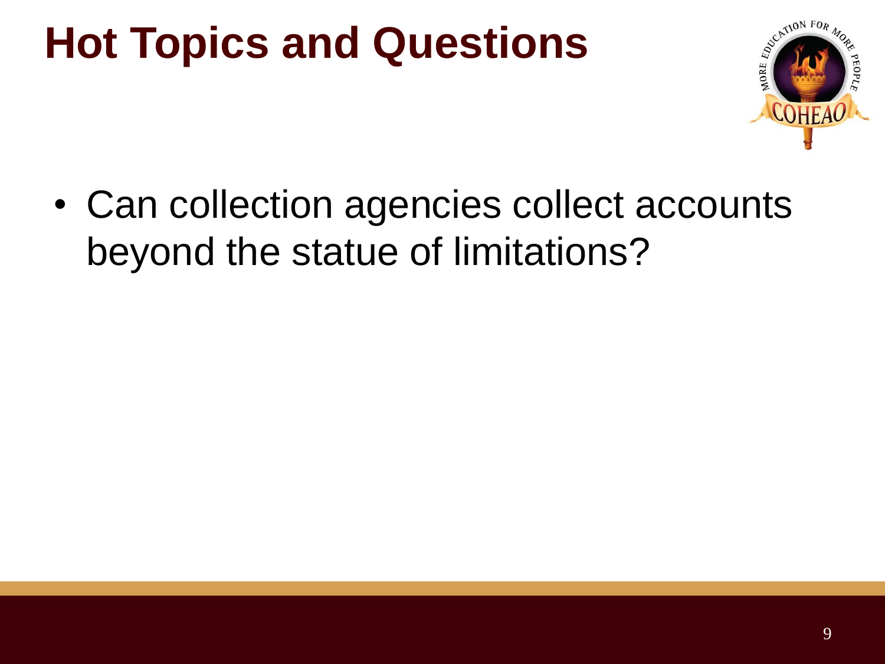# Hot Topics and Questions

- Can collection agencies collect accounts beyond the statue of limitations?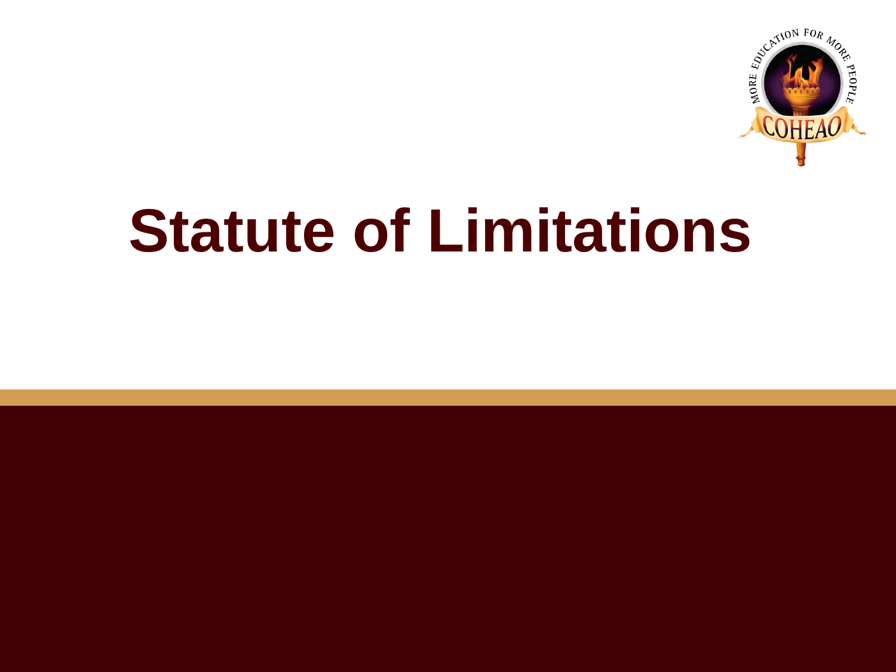# Statute of Limitations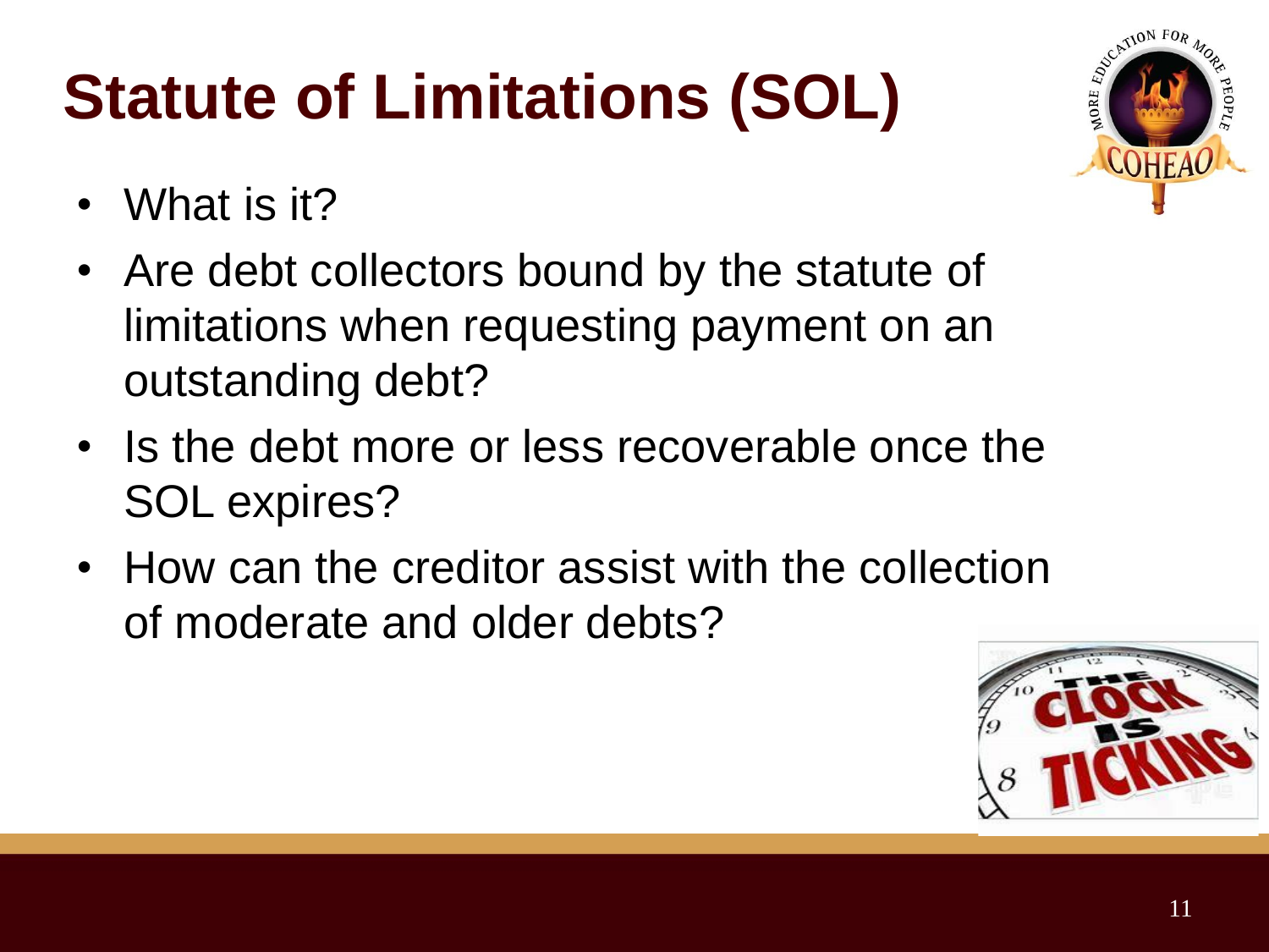# Statute of Limitations (SOL)

- What is it?
- Are debt collectors bound by the statute of limitations when requesting payment on an outstanding debt?
- Is the debt more or less recoverable once the SOL expires?
- How can the creditor assist with the collection of moderate and older debts?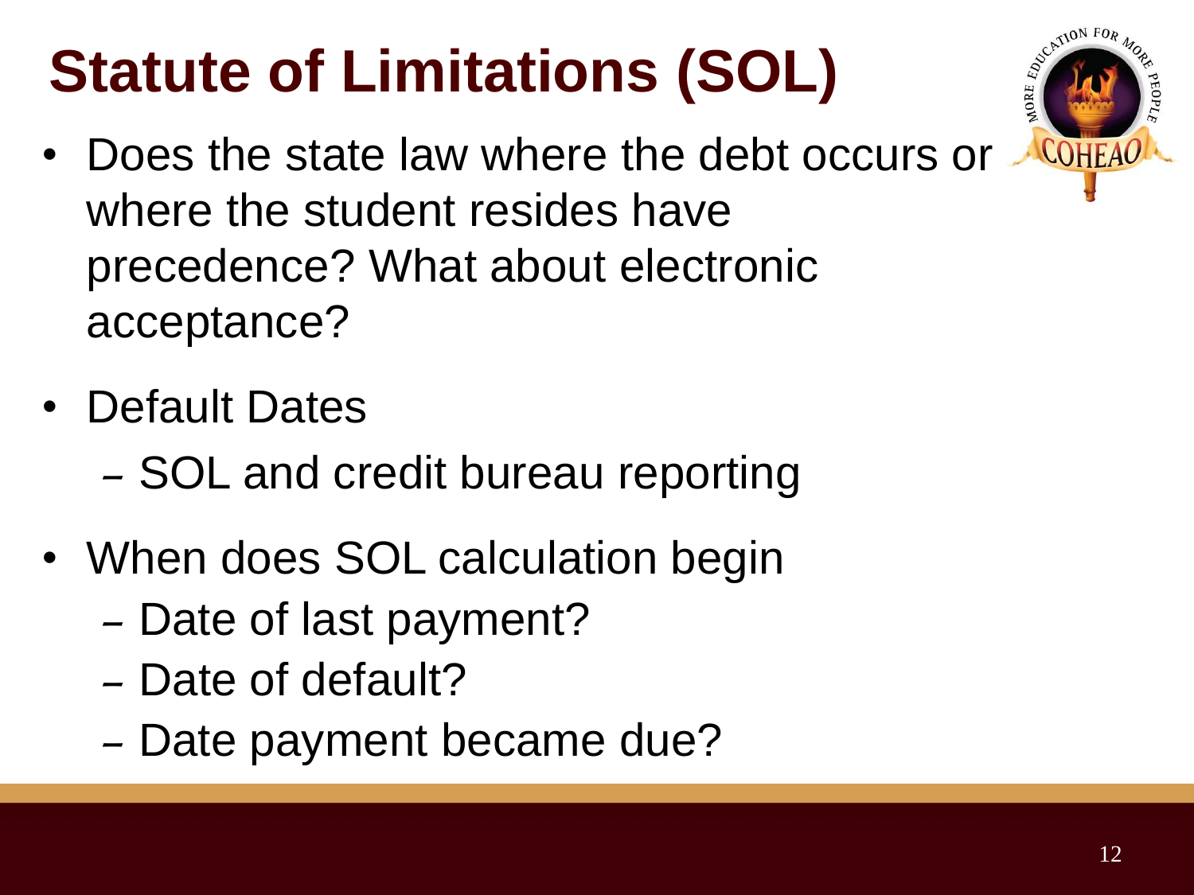# Statute of Limitations (SOL)

- Does the state law where the debt occurs or where the student resides have precedence? What about electronic acceptance?
- Default Dates
  - SOL and credit bureau reporting
- When does SOL calculation begin
  - Date of last payment?
  - Date of default?
  - Date payment became due?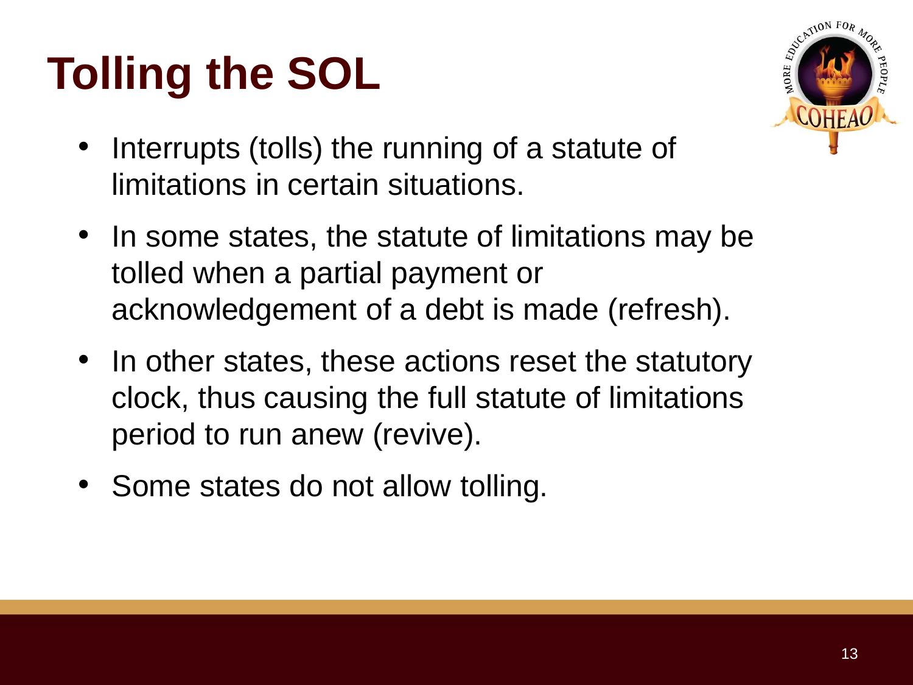# Tolling the SOL

- Interrupts (tolls) the running of a statute of limitations in certain situations.
- In some states, the statute of limitations may be tolled when a partial payment or acknowledgement of a debt is made (refresh).
- In other states, these actions reset the statutory clock, thus causing the full statute of limitations period to run anew (revive).
- Some states do not allow tolling.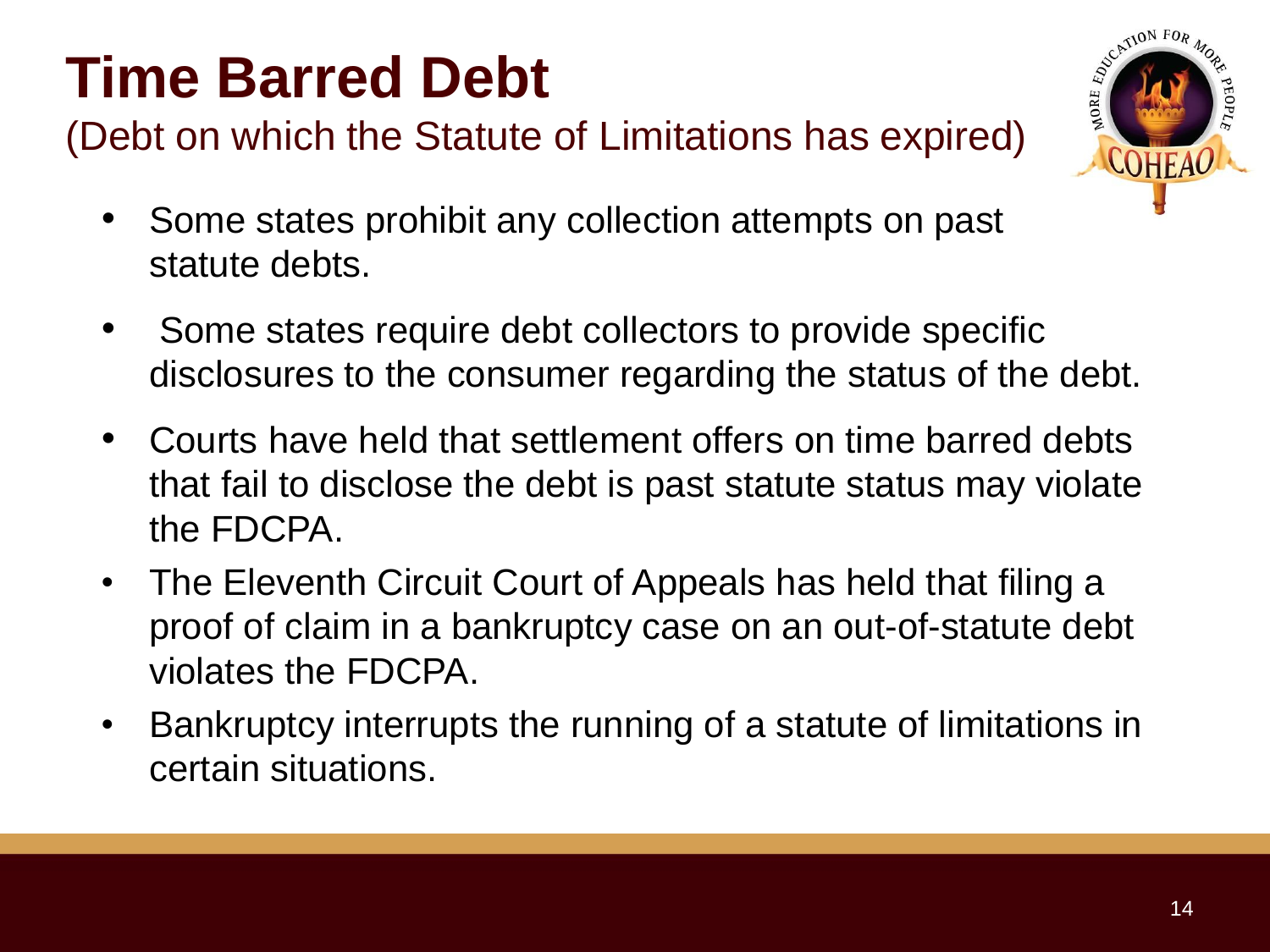# Time Barred Debt

(Debt on which the Statute of Limitations has expired)

- Some states prohibit any collection attempts on past statute debts.
- Some states require debt collectors to provide specific disclosures to the consumer regarding the status of the debt.
- Courts have held that settlement offers on time barred debts that fail to disclose the debt is past statute status may violate the FDCPA.
- The Eleventh Circuit Court of Appeals has held that filing a proof of claim in a bankruptcy case on an out-of-statute debt violates the FDCPA.
- Bankruptcy interrupts the running of a statute of limitations in certain situations.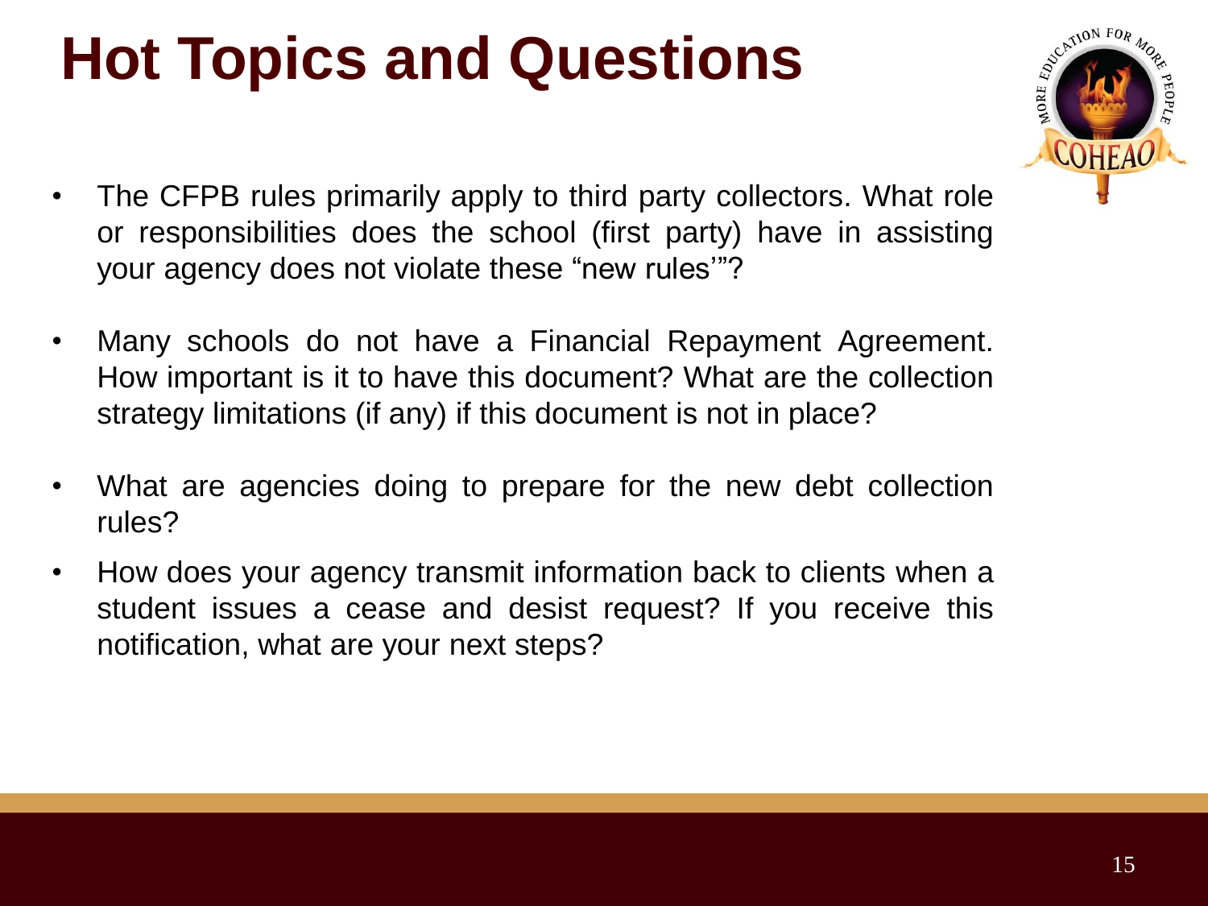# Hot Topics and Questions

- The CFPB rules primarily apply to third party collectors. What role or responsibilities does the school (first party) have in assisting your agency does not violate these "new rules'"?
- Many schools do not have a Financial Repayment Agreement. How important is it to have this document? What are the collection strategy limitations (if any) if this document is not in place?
- What are agencies doing to prepare for the new debt collection rules?
- How does your agency transmit information back to clients when a student issues a cease and desist request? If you receive this notification, what are your next steps?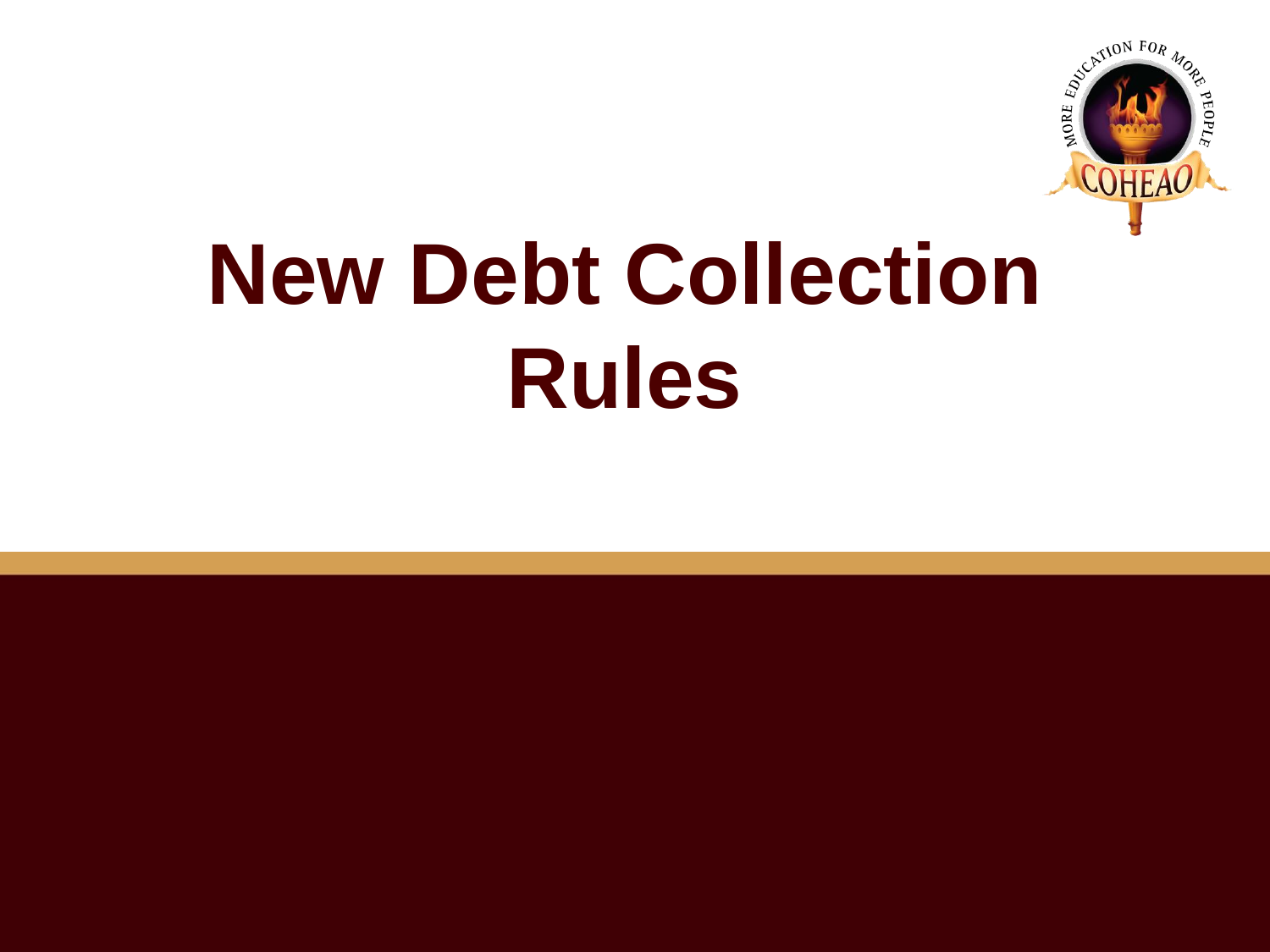# New Debt Collection Rules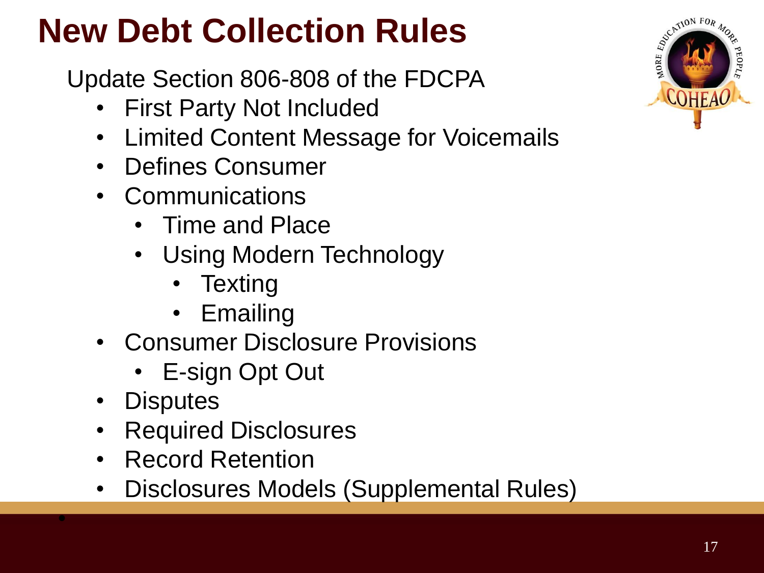# New Debt Collection Rules

Update Section 806-808 of the FDCPA

- First Party Not Included
- Limited Content Message for Voicemails
- Defines Consumer
- Communications
  - Time and Place
  - Using Modern Technology
    - Texting
    - Emailing
- Consumer Disclosure Provisions
  - E-sign Opt Out
- Disputes
- Required Disclosures
- Record Retention
- Disclosures Models (Supplemental Rules)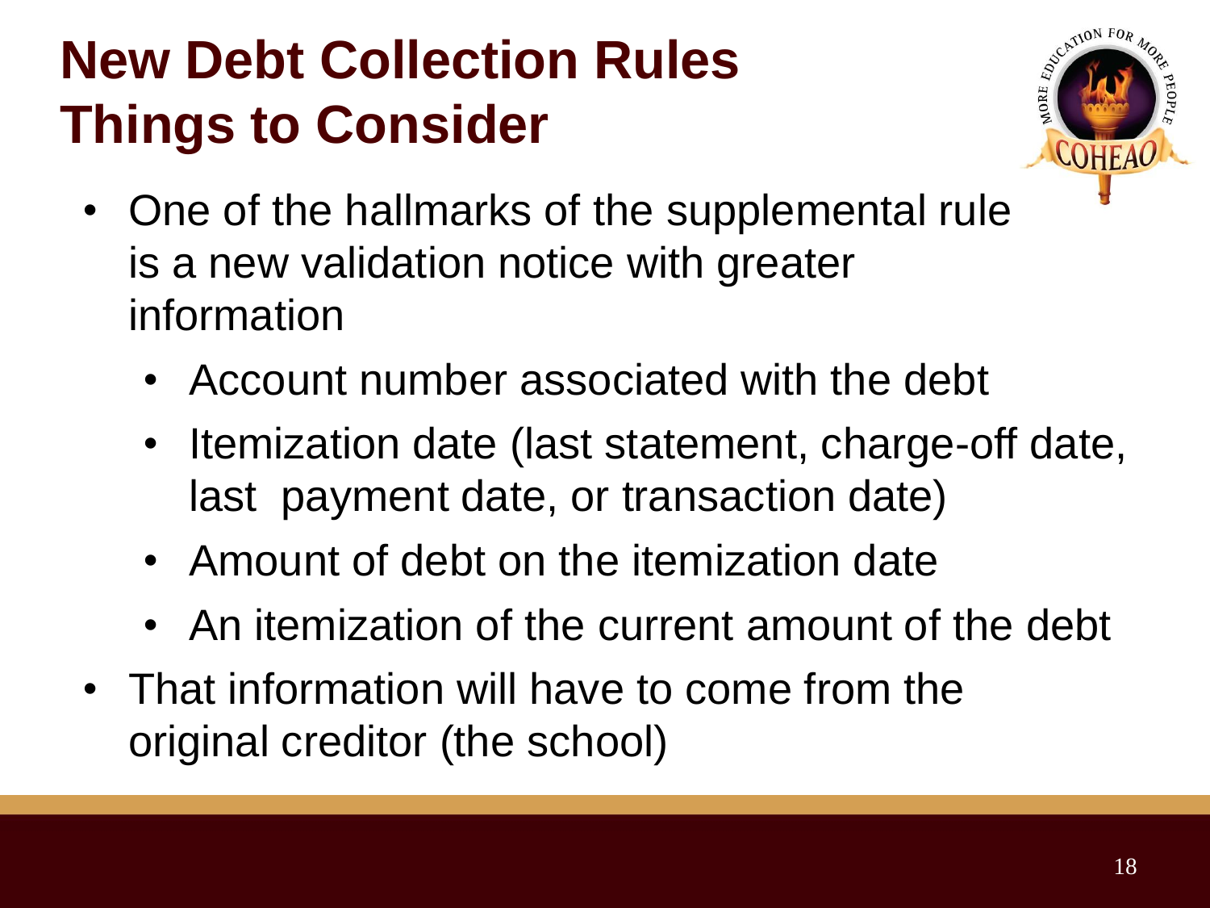# New Debt Collection Rules Things to Consider

- One of the hallmarks of the supplemental rule is a new validation notice with greater information
  - Account number associated with the debt
  - Itemization date (last statement, charge-off date, last payment date, or transaction date)
  - Amount of debt on the itemization date
  - An itemization of the current amount of the debt
- That information will have to come from the original creditor (the school)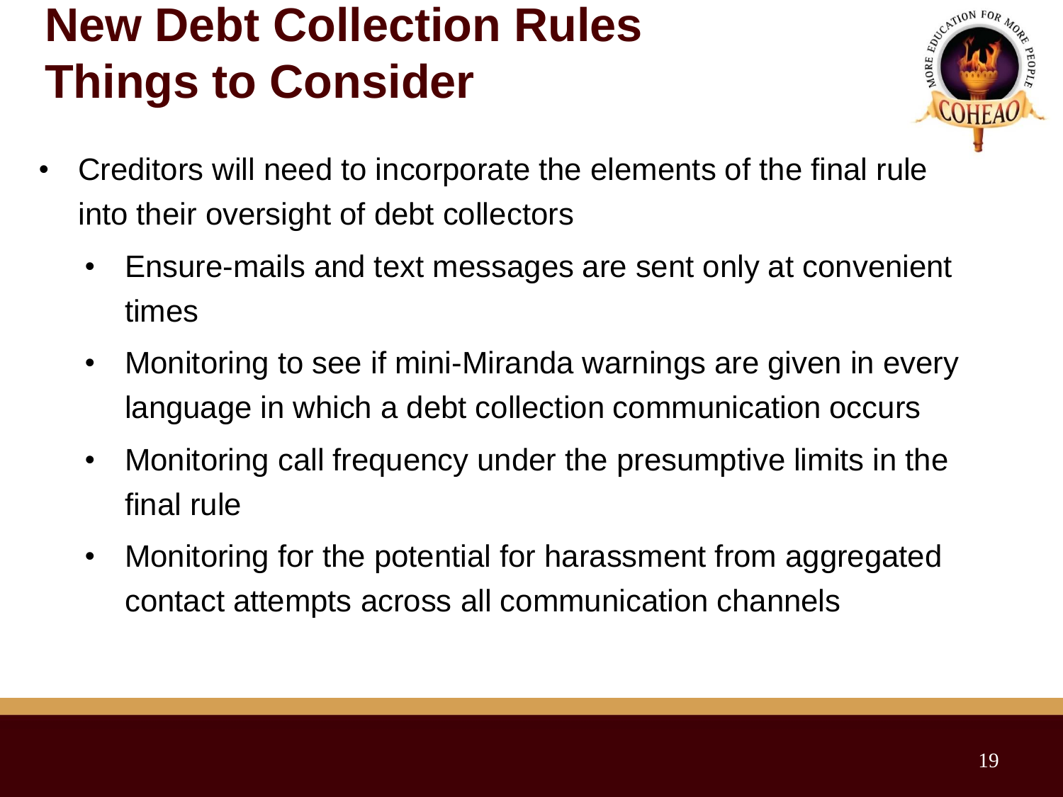# New Debt Collection Rules Things to Consider

- Creditors will need to incorporate the elements of the final rule into their oversight of debt collectors
  - Ensure-mails and text messages are sent only at convenient times
  - Monitoring to see if mini-Miranda warnings are given in every language in which a debt collection communication occurs
  - Monitoring call frequency under the presumptive limits in the final rule
  - Monitoring for the potential for harassment from aggregated contact attempts across all communication channels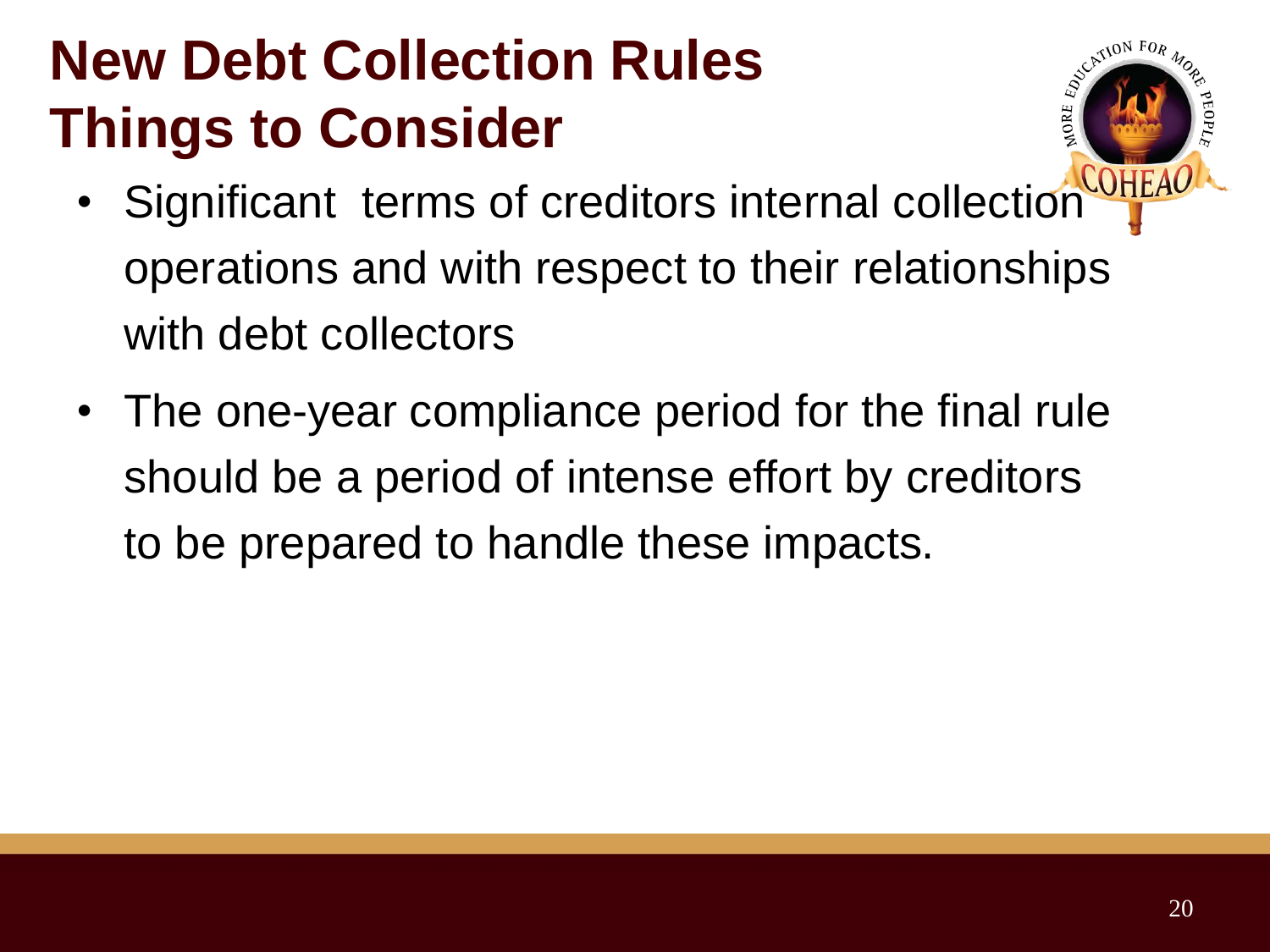# New Debt Collection Rules Things to Consider

- Significant terms of creditors internal collection operations and with respect to their relationships with debt collectors
- The one-year compliance period for the final rule should be a period of intense effort by creditors to be prepared to handle these impacts.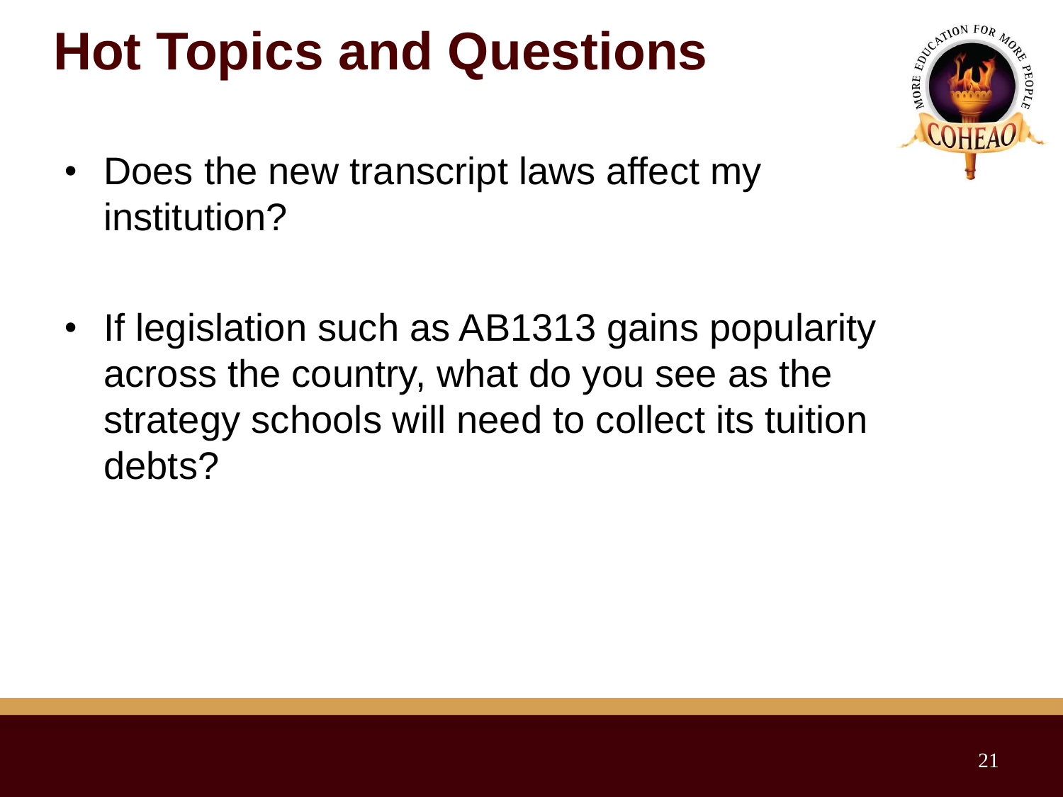# Hot Topics and Questions

- Does the new transcript laws affect my institution?

- If legislation such as AB1313 gains popularity across the country, what do you see as the strategy schools will need to collect its tuition debts?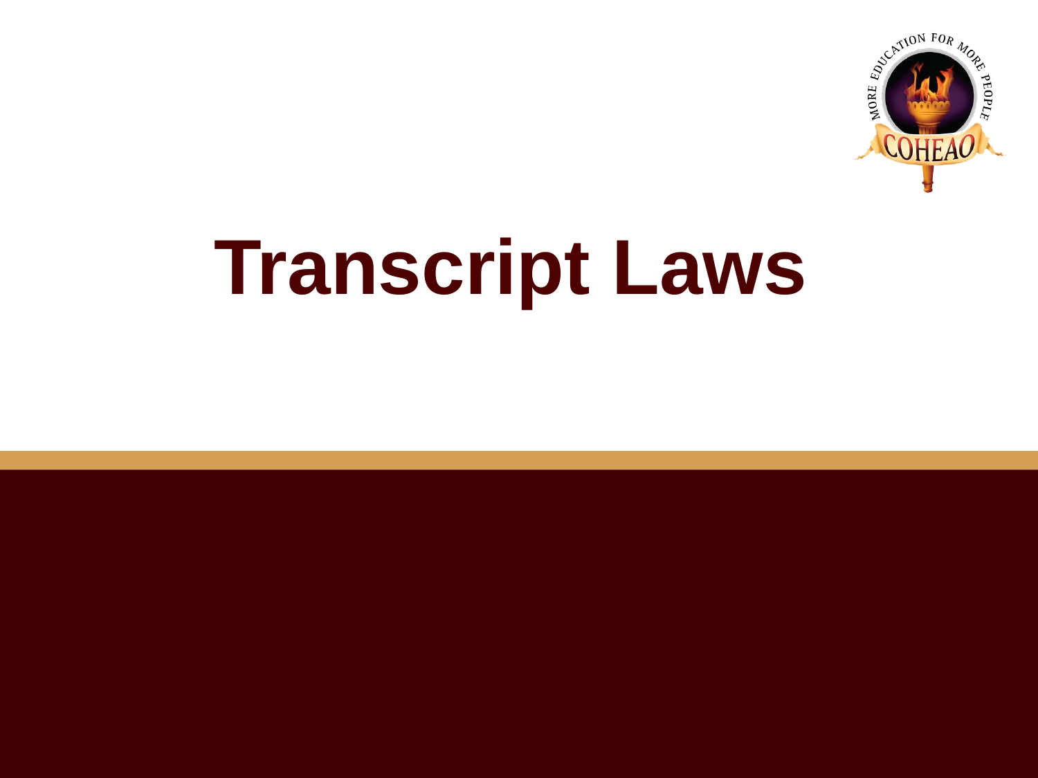# Transcript Laws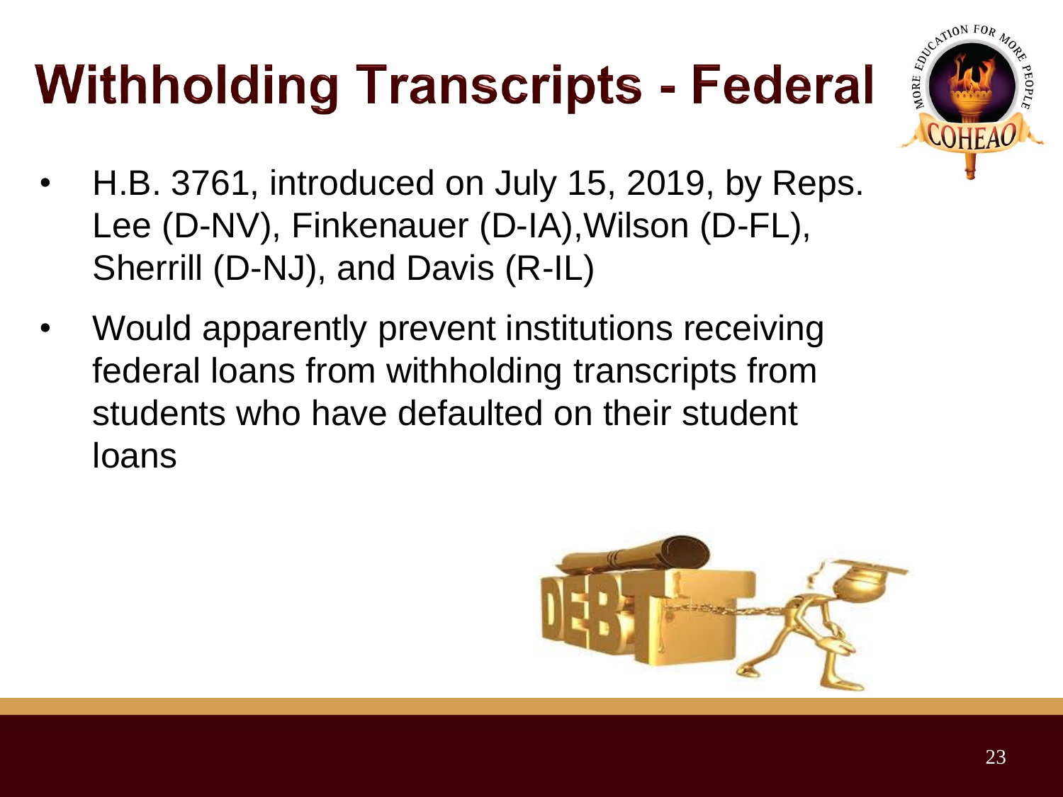# Withholding Transcripts - Federal

- H.B. 3761, introduced on July 15, 2019, by Reps. Lee (D-NV), Finkenauer (D-IA),Wilson (D-FL), Sherrill (D-NJ), and Davis (R-IL)
- Would apparently prevent institutions receiving federal loans from withholding transcripts from students who have defaulted on their student loans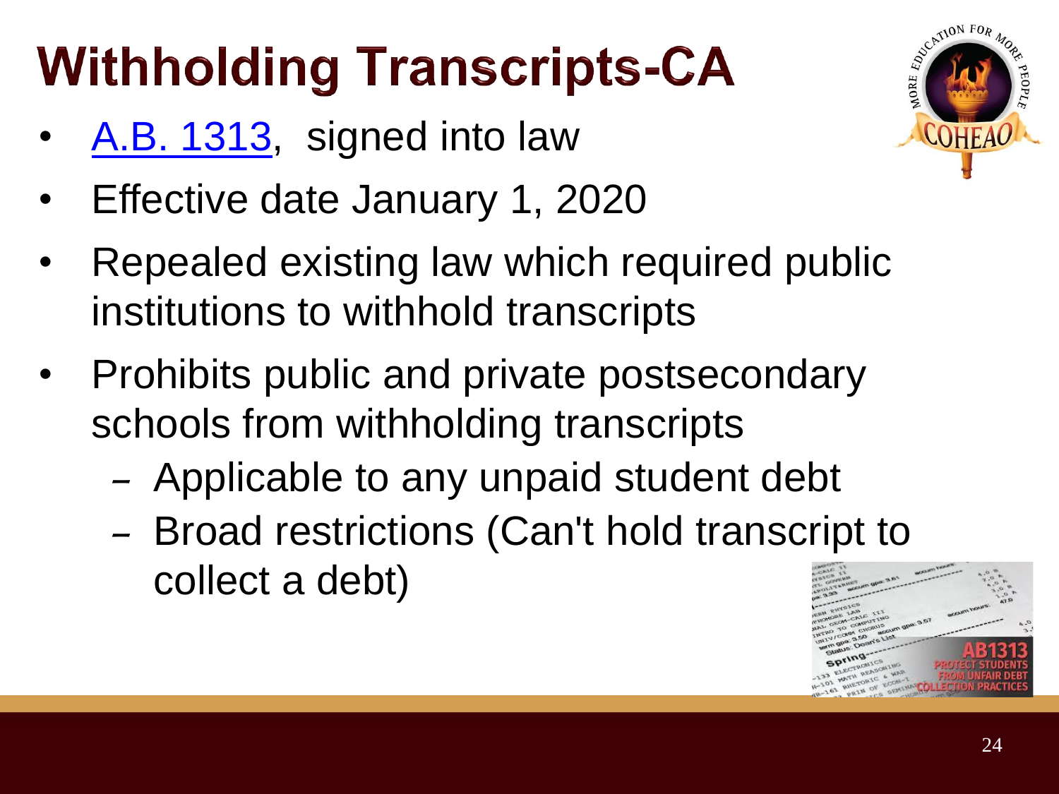# Withholding Transcripts-CA

- A.B. 1313, signed into law
- Effective date January 1, 2020
- Repealed existing law which required public institutions to withhold transcripts
- Prohibits public and private postsecondary schools from withholding transcripts
  - Applicable to any unpaid student debt
  - Broad restrictions (Can't hold transcript to collect a debt)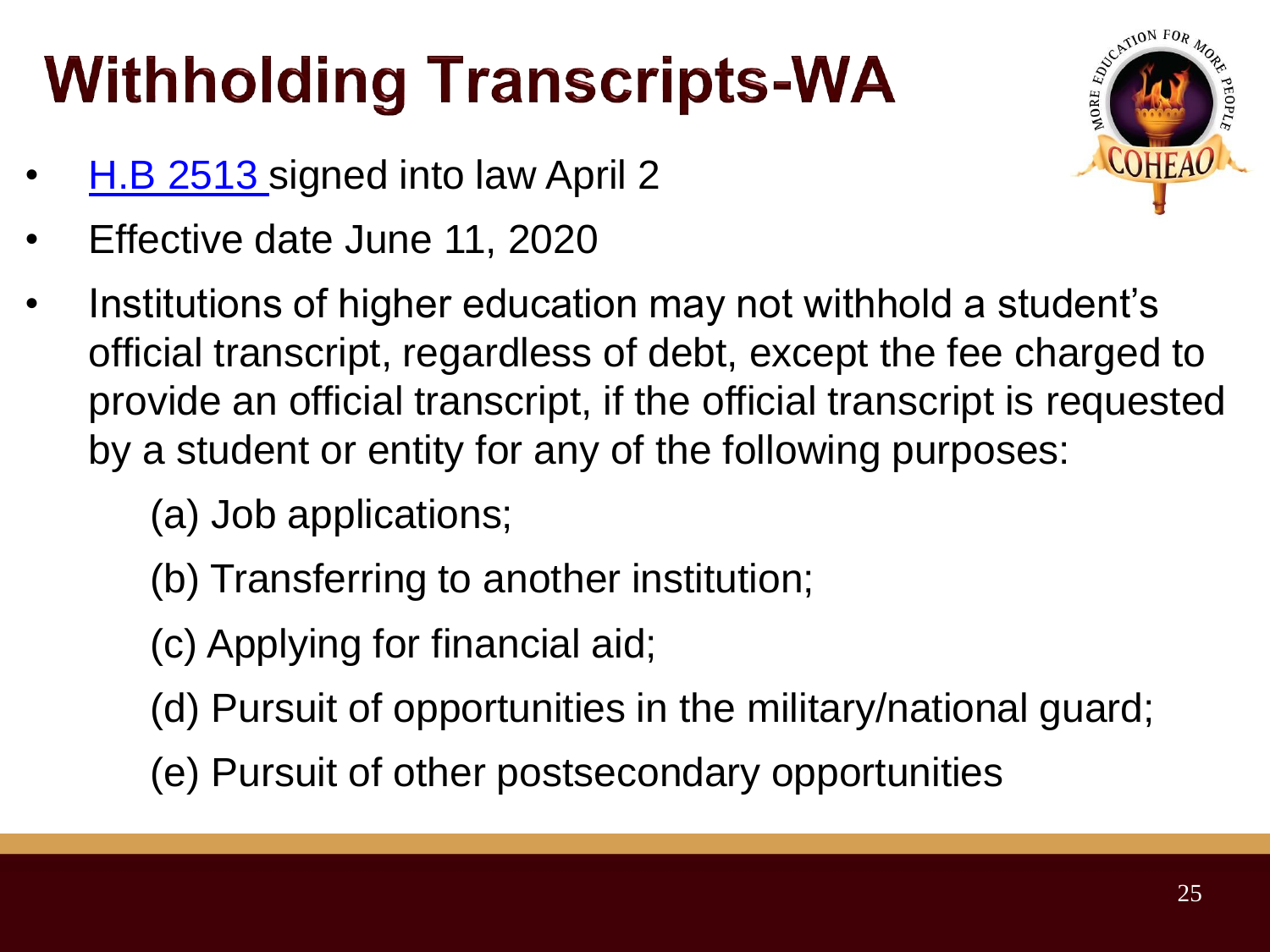# Withholding Transcripts-WA

- H.B 2513 signed into law April 2
- Effective date June 11, 2020
- Institutions of higher education may not withhold a student's official transcript, regardless of debt, except the fee charged to provide an official transcript, if the official transcript is requested by a student or entity for any of the following purposes:

  (a) Job applications;

  (b) Transferring to another institution;

  (c) Applying for financial aid;

  (d) Pursuit of opportunities in the military/national guard;

  (e) Pursuit of other postsecondary opportunities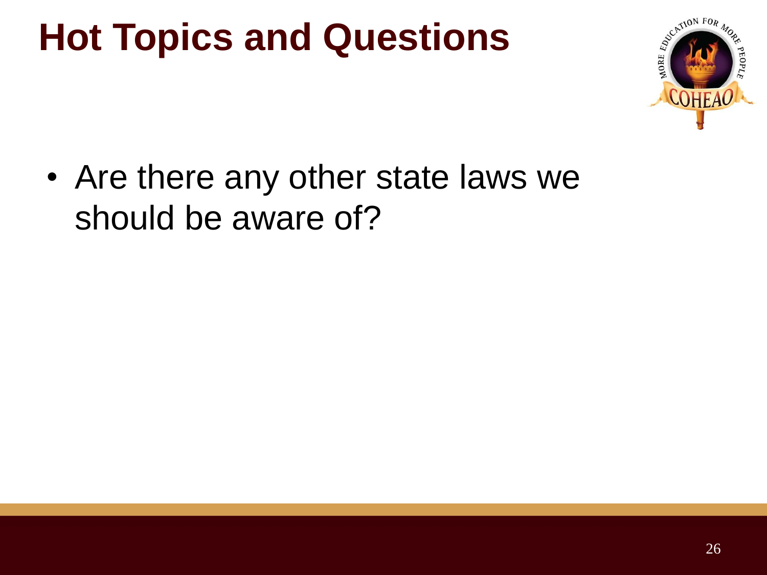# Hot Topics and Questions

- Are there any other state laws we should be aware of?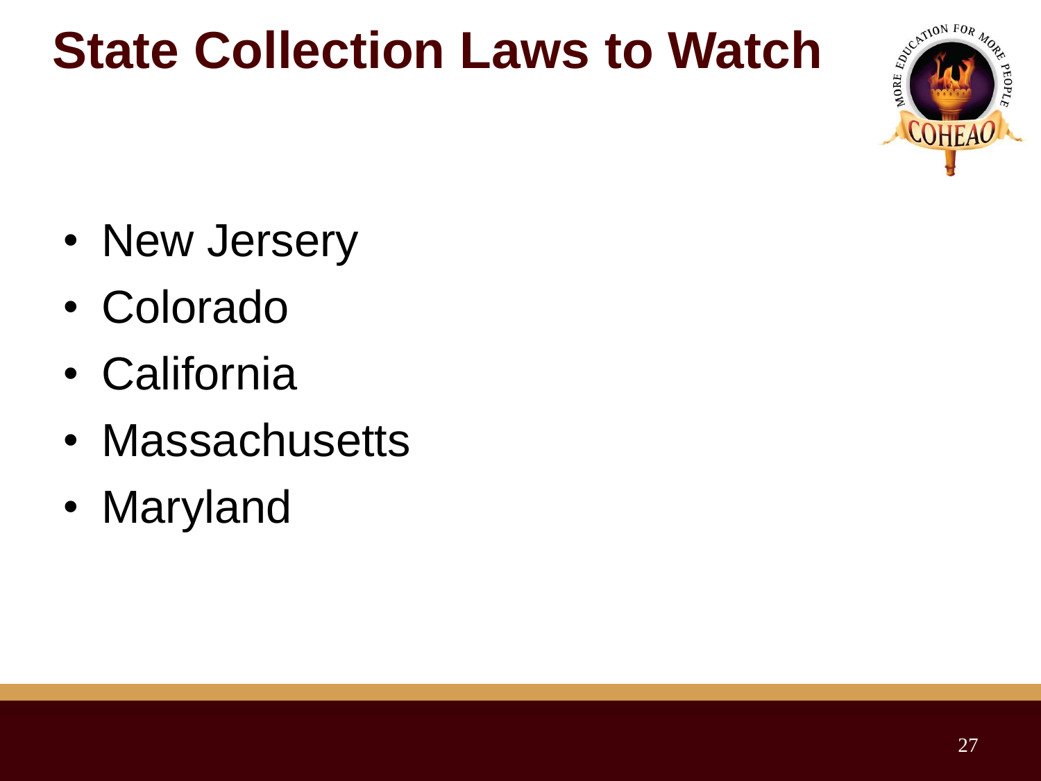# State Collection Laws to Watch

- New Jersery
- Colorado
- California
- Massachusetts
- Maryland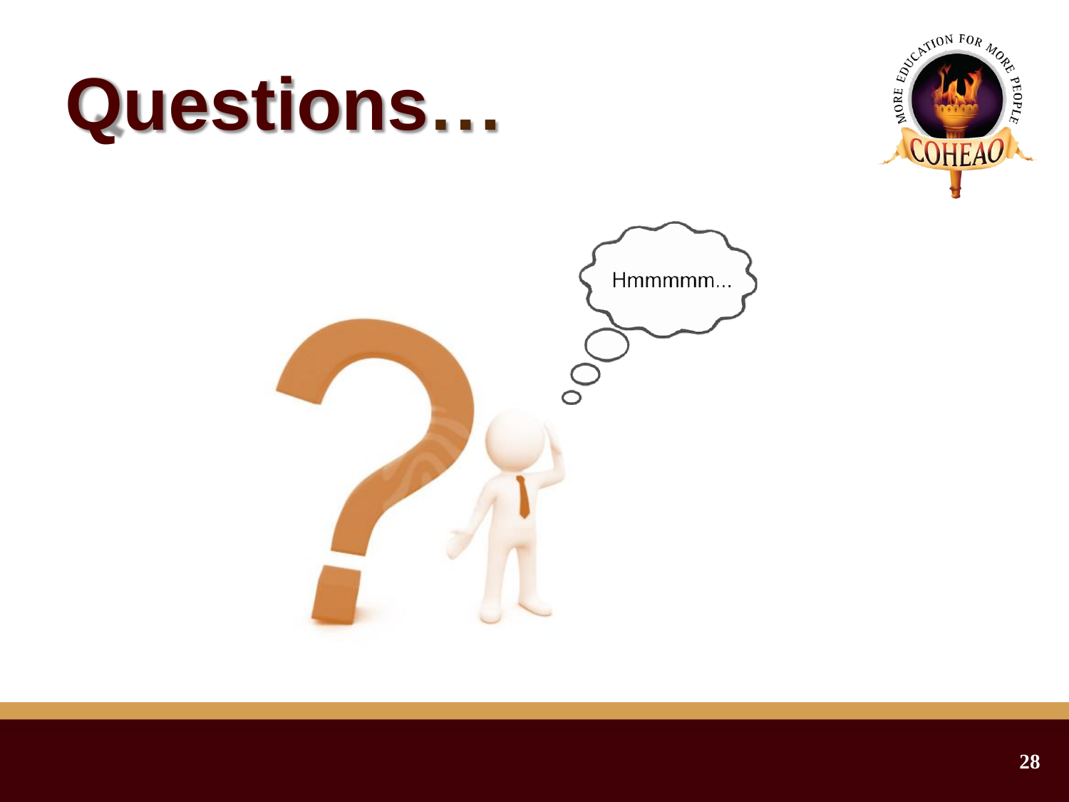# Questions…

Hmmmmm...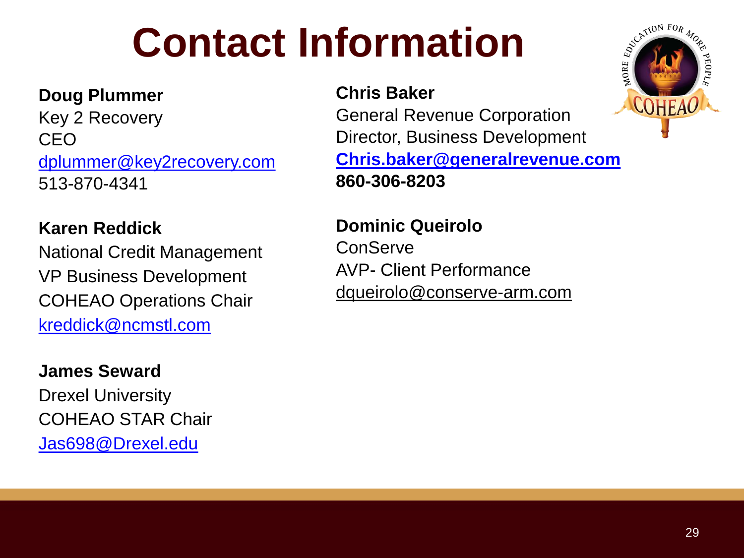# Contact Information

**Doug Plummer**
Key 2 Recovery
CEO
dplummer@key2recovery.com
513-870-4341

**Karen Reddick**
National Credit Management
VP Business Development
COHEAO Operations Chair
kreddick@ncmstl.com

**James Seward**
Drexel University
COHEAO STAR Chair
Jas698@Drexel.edu

**Chris Baker**
General Revenue Corporation
Director, Business Development
**Chris.baker@generalrevenue.com**
**860-306-8203**

**Dominic Queirolo**
ConServe
AVP- Client Performance
dqueirolo@conserve-arm.com